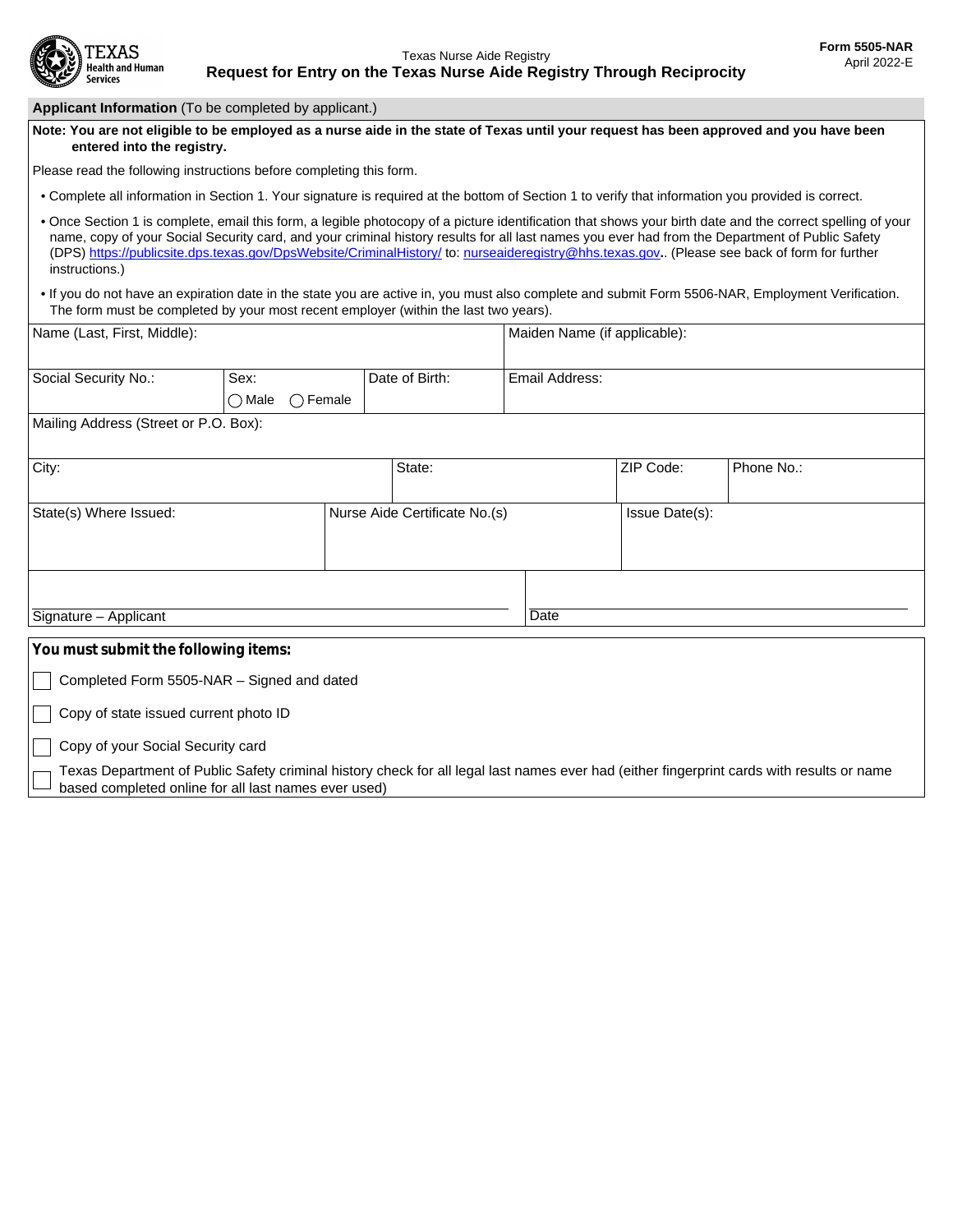Texas Health and Human Services

Texas Nurse Aide Registry

# Request for Entry on the Texas Nurse Aide Registry Through Reciprocity

**Form 5505-NAR**
April 2022-E

## Applicant Information (To be completed by applicant.)

**Note: You are not eligible to be employed as a nurse aide in the state of Texas until your request has been approved and you have been entered into the registry.**

Please read the following instructions before completing this form.

- Complete all information in Section 1. Your signature is required at the bottom of Section 1 to verify that information you provided is correct.
- Once Section 1 is complete, email this form, a legible photocopy of a picture identification that shows your birth date and the correct spelling of your name, copy of your Social Security card, and your criminal history results for all last names you ever had from the Department of Public Safety (DPS) https://publicsite.dps.texas.gov/DpsWebsite/CriminalHistory/ to: nurseaideregistry@hhs.texas.gov.. (Please see back of form for further instructions.)
- If you do not have an expiration date in the state you are active in, you must also complete and submit Form 5506-NAR, Employment Verification. The form must be completed by your most recent employer (within the last two years).

| Name (Last, First, Middle): | | | Maiden Name (if applicable): |
|---|---|---|---|
| Social Security No.: | Sex: ◯ Male ◯ Female | Date of Birth: | Email Address: |
| Mailing Address (Street or P.O. Box): | | | |
| City: | State: | ZIP Code: | Phone No.: |
| State(s) Where Issued: | Nurse Aide Certificate No.(s) | Issue Date(s): | |
| Signature – Applicant | | Date | |

**You must submit the following items:**

- ☐ Completed Form 5505-NAR – Signed and dated
- ☐ Copy of state issued current photo ID
- ☐ Copy of your Social Security card
- ☐ Texas Department of Public Safety criminal history check for all legal last names ever had (either fingerprint cards with results or name based completed online for all last names ever used)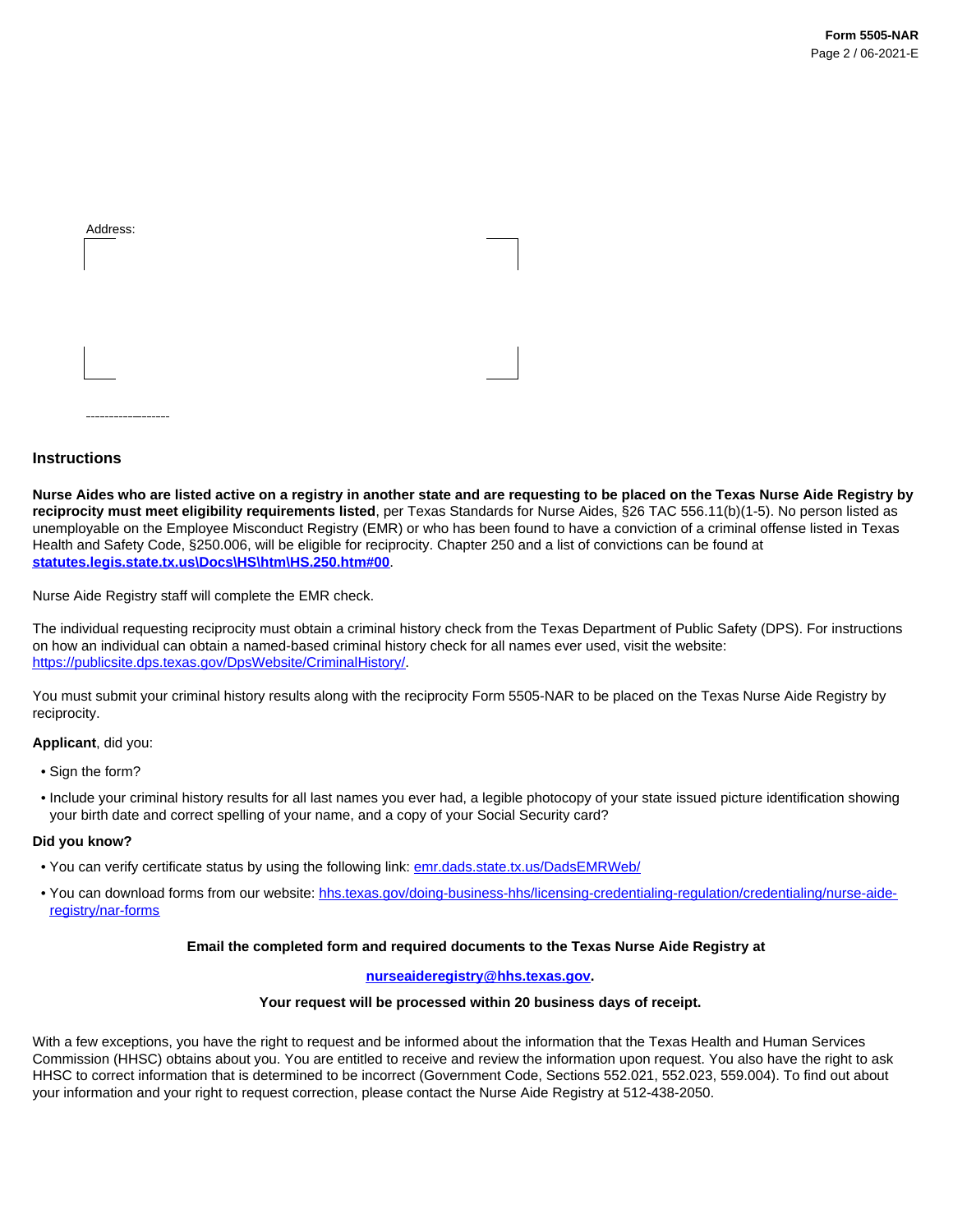Address:

-------------------

## Instructions

**Nurse Aides who are listed active on a registry in another state and are requesting to be placed on the Texas Nurse Aide Registry by reciprocity must meet eligibility requirements listed**, per Texas Standards for Nurse Aides, §26 TAC 556.11(b)(1-5). No person listed as unemployable on the Employee Misconduct Registry (EMR) or who has been found to have a conviction of a criminal offense listed in Texas Health and Safety Code, §250.006, will be eligible for reciprocity. Chapter 250 and a list of convictions can be found at **statutes.legis.state.tx.us\Docs\HS\htm\HS.250.htm#00**.

Nurse Aide Registry staff will complete the EMR check.

The individual requesting reciprocity must obtain a criminal history check from the Texas Department of Public Safety (DPS). For instructions on how an individual can obtain a named-based criminal history check for all names ever used, visit the website: https://publicsite.dps.texas.gov/DpsWebsite/CriminalHistory/.

You must submit your criminal history results along with the reciprocity Form 5505-NAR to be placed on the Texas Nurse Aide Registry by reciprocity.

**Applicant**, did you:

- Sign the form?
- Include your criminal history results for all last names you ever had, a legible photocopy of your state issued picture identification showing your birth date and correct spelling of your name, and a copy of your Social Security card?

**Did you know?**

- You can verify certificate status by using the following link: emr.dads.state.tx.us/DadsEMRWeb/
- You can download forms from our website: hhs.texas.gov/doing-business-hhs/licensing-credentialing-regulation/credentialing/nurse-aide-registry/nar-forms

**Email the completed form and required documents to the Texas Nurse Aide Registry at**

**nurseaideregistry@hhs.texas.gov.**

**Your request will be processed within 20 business days of receipt.**

With a few exceptions, you have the right to request and be informed about the information that the Texas Health and Human Services Commission (HHSC) obtains about you. You are entitled to receive and review the information upon request. You also have the right to ask HHSC to correct information that is determined to be incorrect (Government Code, Sections 552.021, 552.023, 559.004). To find out about your information and your right to request correction, please contact the Nurse Aide Registry at 512-438-2050.